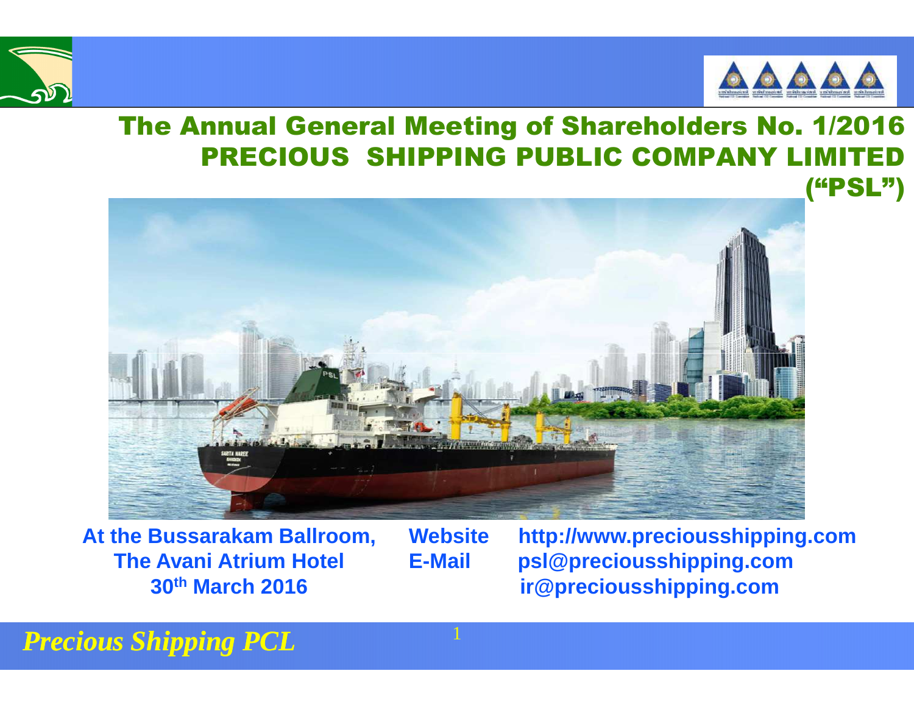# The Annual General Meeting of Shareholders No. 1/2016
# PRECIOUS SHIPPING PUBLIC COMPANY LIMITED ("PSL")

At the Bussarakam Ballroom,
The Avani Atrium Hotel
30th March 2016

Website http://www.precious shipping.com
E-Mail psl@preciousshipping.com
ir@preciousshipping.com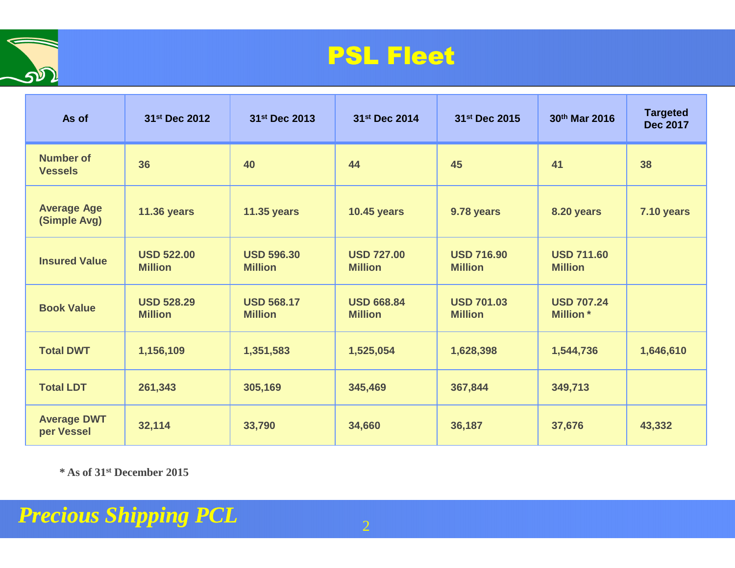# PSL Fleet

| As of | 31st Dec 2012 | 31st Dec 2013 | 31st Dec 2014 | 31st Dec 2015 | 30th Mar 2016 | Targeted Dec 2017 |
|---|---|---|---|---|---|---|
| **Number of Vessels** | **36** | **40** | **44** | **45** | **41** | **38** |
| **Average Age (Simple Avg)** | **11.36 years** | **11.35 years** | **10.45 years** | **9.78 years** | **8.20 years** | **7.10 years** |
| **Insured Value** | **USD 522.00 Million** | **USD 596.30 Million** | **USD 727.00 Million** | **USD 716.90 Million** | **USD 711.60 Million** | |
| **Book Value** | **USD 528.29 Million** | **USD 568.17 Million** | **USD 668.84 Million** | **USD 701.03 Million** | **USD 707.24 Million *** | |
| **Total DWT** | **1,156,109** | **1,351,583** | **1,525,054** | **1,628,398** | **1,544,736** | **1,646,610** |
| **Total LDT** | **261,343** | **305,169** | **345,469** | **367,844** | **349,713** | |
| **Average DWT per Vessel** | **32,114** | **33,790** | **34,660** | **36,187** | **37,676** | **43,332** |

**\* As of 31st December 2015**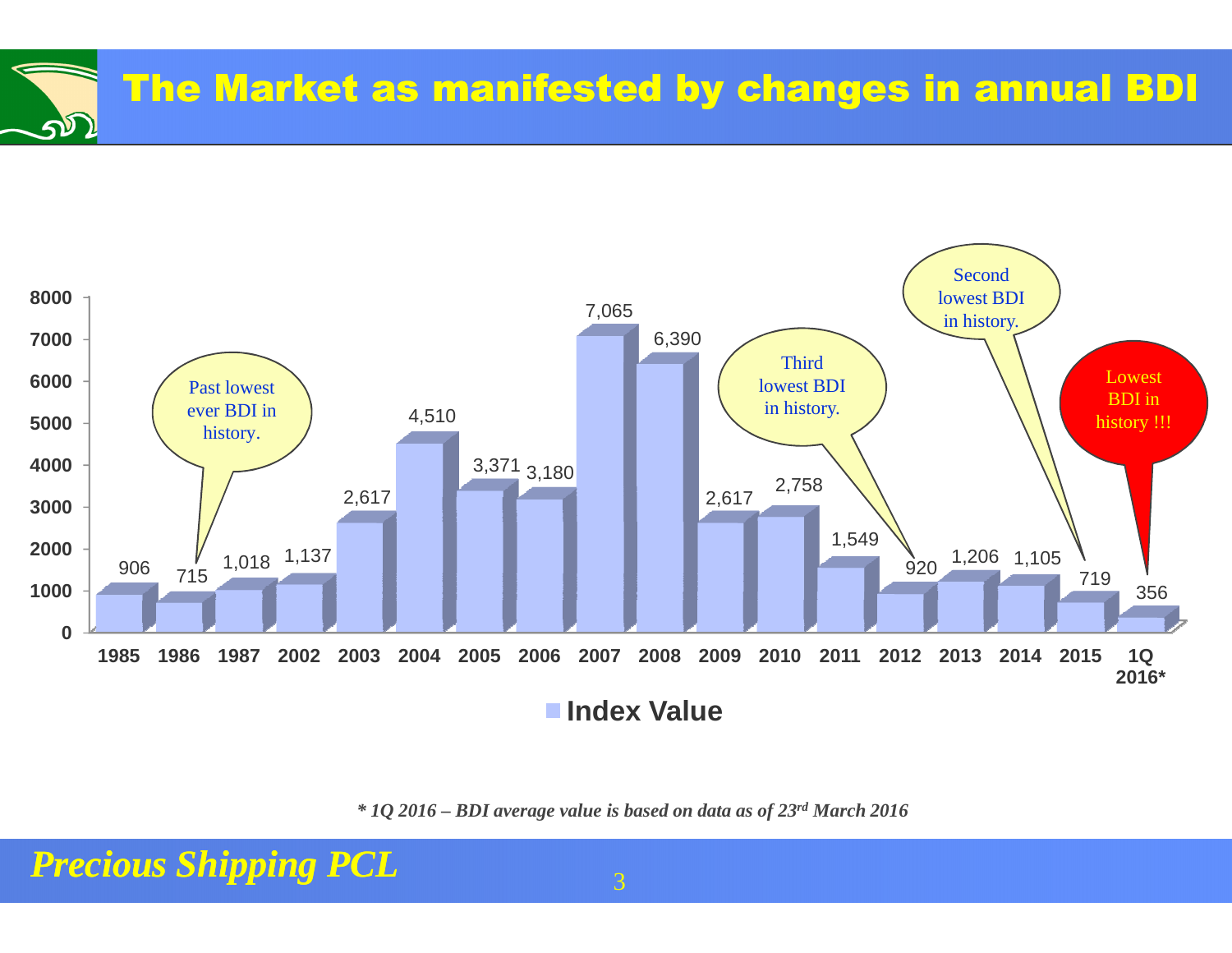# The Market as manifested by changes in annual BDI

| Year | Index Value |
|---|---|
| 1985 | 906 |
| 1986 | 715 |
| 1987 | 1,018 |
| 2002 | 1,137 |
| 2003 | 2,617 |
| 2004 | 4,510 |
| 2005 | 3,371 |
| 2006 | 3,180 |
| 2007 | 7,065 |
| 2008 | 6,390 |
| 2009 | 2,617 |
| 2010 | 2,758 |
| 2011 | 1,549 |
| 2012 | 920 |
| 2013 | 1,206 |
| 2014 | 1,105 |
| 2015 | 719 |
| 1Q 2016* | 356 |

Past lowest ever BDI in history. (1986)

Third lowest BDI in history. (2012)

Second lowest BDI in history. (2015)

Lowest BDI in history !!! (1Q 2016*)

*\* 1Q 2016 – BDI average value is based on data as of 23rd March 2016*

*Precious Shipping PCL*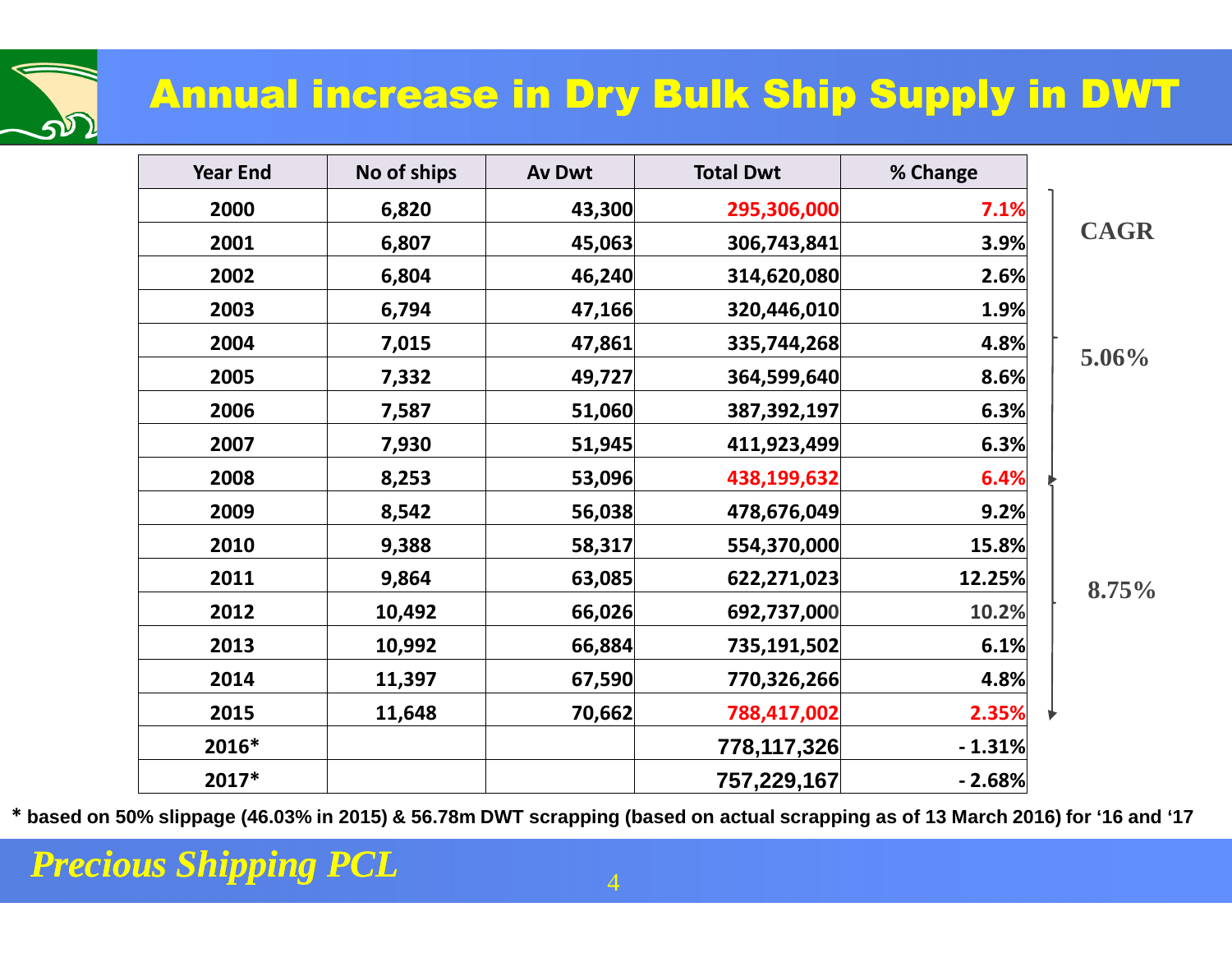# Annual increase in Dry Bulk Ship Supply in DWT

| Year End | No of ships | Av Dwt | Total Dwt | % Change |
|---|---|---|---|---|
| 2000 | 6,820 | 43,300 | 295,306,000 | 7.1% |
| 2001 | 6,807 | 45,063 | 306,743,841 | 3.9% |
| 2002 | 6,804 | 46,240 | 314,620,080 | 2.6% |
| 2003 | 6,794 | 47,166 | 320,446,010 | 1.9% |
| 2004 | 7,015 | 47,861 | 335,744,268 | 4.8% |
| 2005 | 7,332 | 49,727 | 364,599,640 | 8.6% |
| 2006 | 7,587 | 51,060 | 387,392,197 | 6.3% |
| 2007 | 7,930 | 51,945 | 411,923,499 | 6.3% |
| 2008 | 8,253 | 53,096 | 438,199,632 | 6.4% |
| 2009 | 8,542 | 56,038 | 478,676,049 | 9.2% |
| 2010 | 9,388 | 58,317 | 554,370,000 | 15.8% |
| 2011 | 9,864 | 63,085 | 622,271,023 | 12.25% |
| 2012 | 10,492 | 66,026 | 692,737,000 | 10.2% |
| 2013 | 10,992 | 66,884 | 735,191,502 | 6.1% |
| 2014 | 11,397 | 67,590 | 770,326,266 | 4.8% |
| 2015 | 11,648 | 70,662 | 788,417,002 | 2.35% |
| 2016* | | | 778,117,326 | - 1.31% |
| 2017* | | | 757,229,167 | - 2.68% |

**CAGR**

- 2000–2008: **5.06%**
- 2008–2015: **8.75%**

**\* based on 50% slippage (46.03% in 2015) & 56.78m DWT scrapping (based on actual scrapping as of 13 March 2016) for '16 and '17**

*Precious Shipping PCL*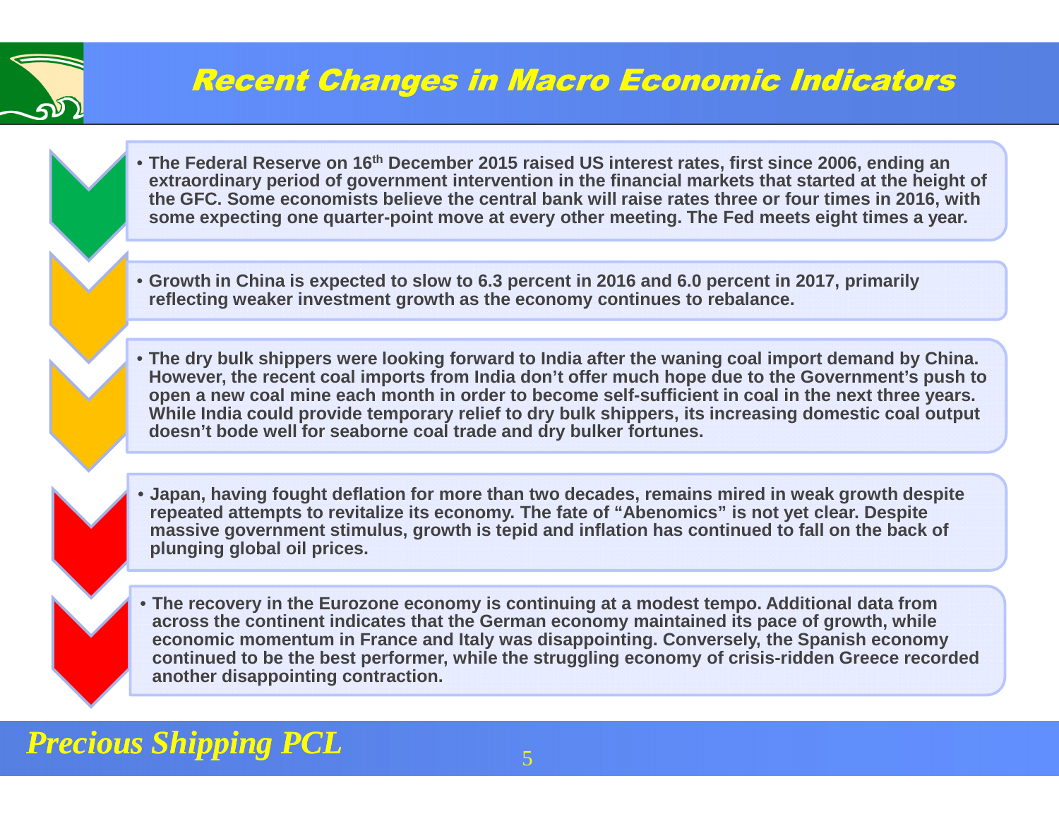# Recent Changes in Macro Economic Indicators

- The Federal Reserve on 16th December 2015 raised US interest rates, first since 2006, ending an extraordinary period of government intervention in the financial markets that started at the height of the GFC. Some economists believe the central bank will raise rates three or four times in 2016, with some expecting one quarter-point move at every other meeting. The Fed meets eight times a year.

- Growth in China is expected to slow to 6.3 percent in 2016 and 6.0 percent in 2017, primarily reflecting weaker investment growth as the economy continues to rebalance.

- The dry bulk shippers were looking forward to India after the waning coal import demand by China. However, the recent coal imports from India don't offer much hope due to the Government's push to open a new coal mine each month in order to become self-sufficient in coal in the next three years. While India could provide temporary relief to dry bulk shippers, its increasing domestic coal output doesn't bode well for seaborne coal trade and dry bulker fortunes.

- Japan, having fought deflation for more than two decades, remains mired in weak growth despite repeated attempts to revitalize its economy. The fate of "Abenomics" is not yet clear. Despite massive government stimulus, growth is tepid and inflation has continued to fall on the back of plunging global oil prices.

- The recovery in the Eurozone economy is continuing at a modest tempo. Additional data from across the continent indicates that the German economy maintained its pace of growth, while economic momentum in France and Italy was disappointing. Conversely, the Spanish economy continued to be the best performer, while the struggling economy of crisis-ridden Greece recorded another disappointing contraction.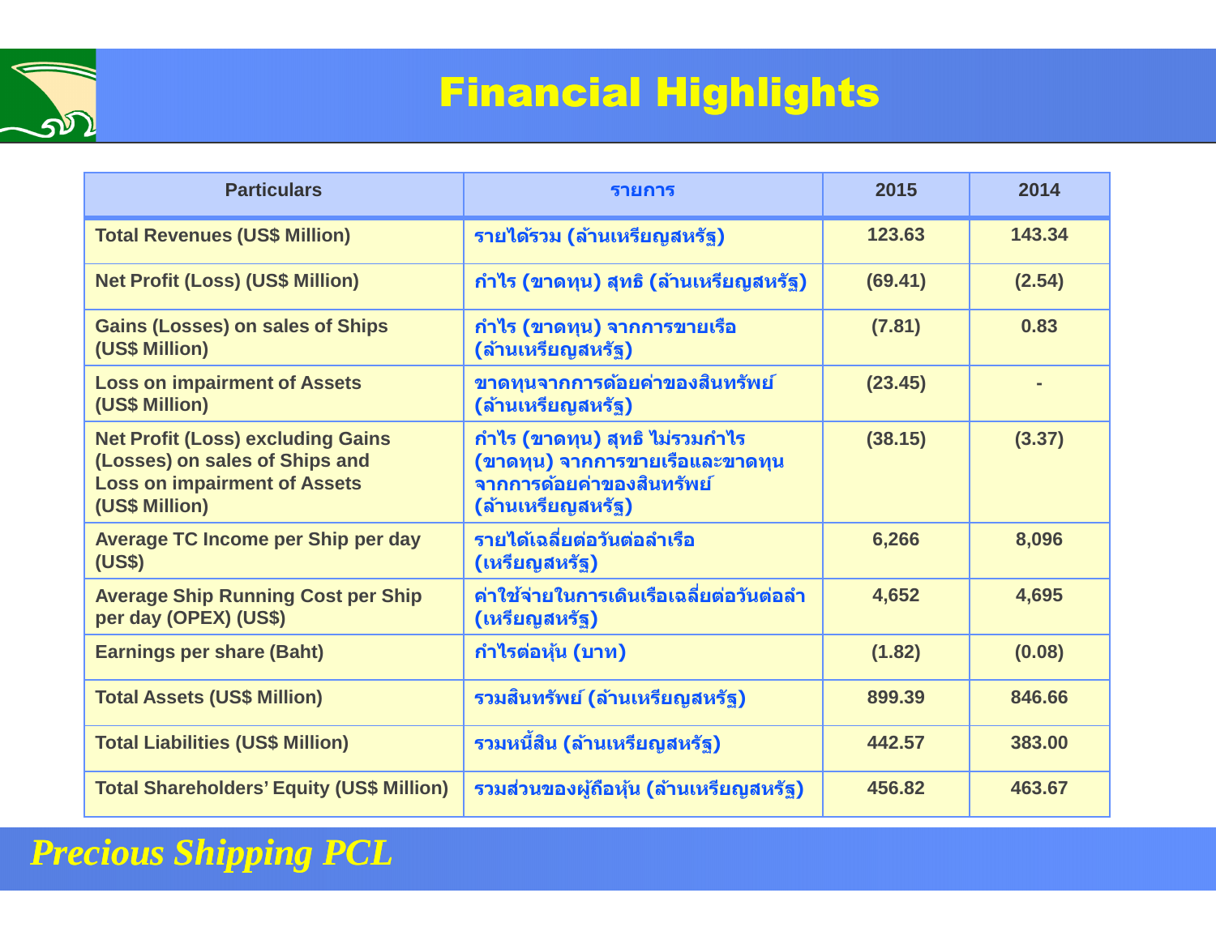# Financial Highlights

| Particulars | รายการ | 2015 | 2014 |
|---|---|---|---|
| Total Revenues (US$ Million) | รายได้รวม (ล้านเหรียญสหรัฐ) | 123.63 | 143.34 |
| Net Profit (Loss) (US$ Million) | กำไร (ขาดทุน) สุทธิ (ล้านเหรียญสหรัฐ) | (69.41) | (2.54) |
| Gains (Losses) on sales of Ships (US$ Million) | กำไร (ขาดทุน) จากการขายเรือ (ล้านเหรียญสหรัฐ) | (7.81) | 0.83 |
| Loss on impairment of Assets (US$ Million) | ขาดทุนจากการด้อยค่าของสินทรัพย์ (ล้านเหรียญสหรัฐ) | (23.45) | - |
| Net Profit (Loss) excluding Gains (Losses) on sales of Ships and Loss on impairment of Assets (US$ Million) | กำไร (ขาดทุน) สุทธิ ไม่รวมกำไร (ขาดทุน) จากการขายเรือและขาดทุนจากการด้อยค่าของสินทรัพย์ (ล้านเหรียญสหรัฐ) | (38.15) | (3.37) |
| Average TC Income per Ship per day (US$) | รายได้เฉลี่ยต่อวันต่อลำเรือ (เหรียญสหรัฐ) | 6,266 | 8,096 |
| Average Ship Running Cost per Ship per day (OPEX) (US$) | ค่าใช้จ่ายในการเดินเรือเฉลี่ยต่อวันต่อลำ (เหรียญสหรัฐ) | 4,652 | 4,695 |
| Earnings per share (Baht) | กำไรต่อหุ้น (บาท) | (1.82) | (0.08) |
| Total Assets (US$ Million) | รวมสินทรัพย์ (ล้านเหรียญสหรัฐ) | 899.39 | 846.66 |
| Total Liabilities (US$ Million) | รวมหนี้สิน (ล้านเหรียญสหรัฐ) | 442.57 | 383.00 |
| Total Shareholders' Equity (US$ Million) | รวมส่วนของผู้ถือหุ้น (ล้านเหรียญสหรัฐ) | 456.82 | 463.67 |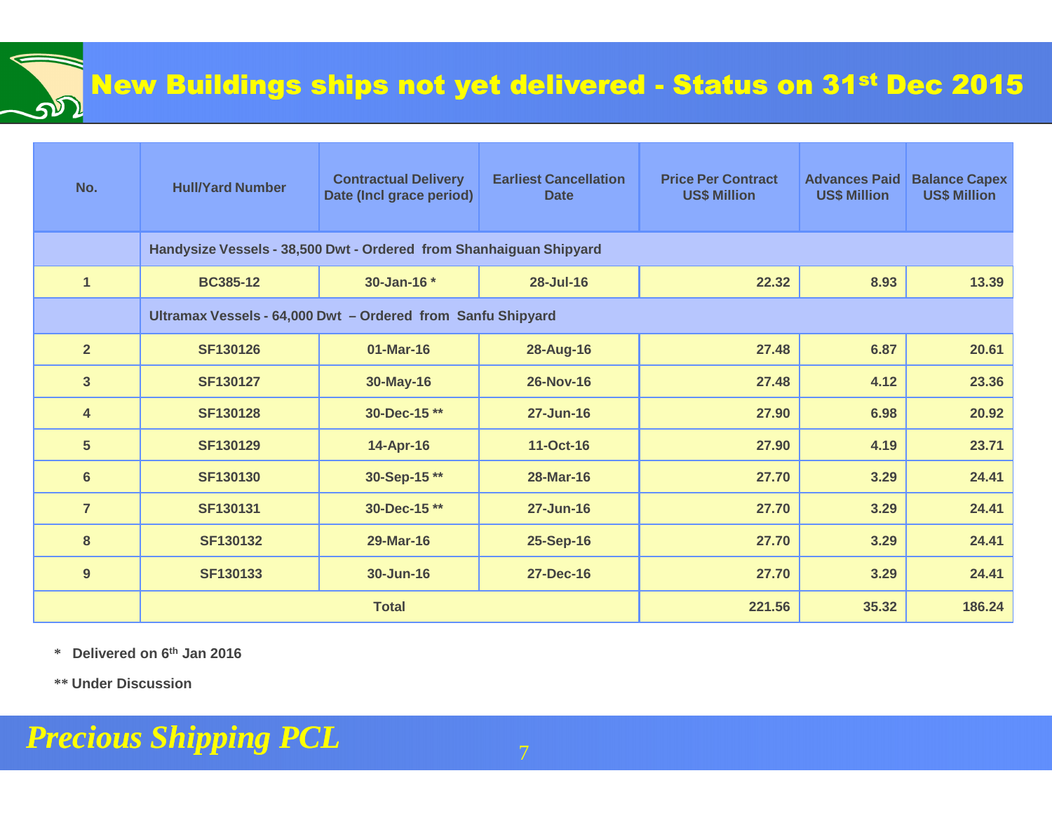# New Buildings ships not yet delivered - Status on 31st Dec 2015

| No. | Hull/Yard Number | Contractual Delivery Date (Incl grace period) | Earliest Cancellation Date | Price Per Contract US$ Million | Advances Paid US$ Million | Balance Capex US$ Million |
|---|---|---|---|---|---|---|
| | **Handysize Vessels - 38,500 Dwt - Ordered from Shanhaiguan Shipyard** | | | | | |
| 1 | BC385-12 | 30-Jan-16 * | 28-Jul-16 | 22.32 | 8.93 | 13.39 |
| | **Ultramax Vessels - 64,000 Dwt – Ordered from Sanfu Shipyard** | | | | | |
| 2 | SF130126 | 01-Mar-16 | 28-Aug-16 | 27.48 | 6.87 | 20.61 |
| 3 | SF130127 | 30-May-16 | 26-Nov-16 | 27.48 | 4.12 | 23.36 |
| 4 | SF130128 | 30-Dec-15 ** | 27-Jun-16 | 27.90 | 6.98 | 20.92 |
| 5 | SF130129 | 14-Apr-16 | 11-Oct-16 | 27.90 | 4.19 | 23.71 |
| 6 | SF130130 | 30-Sep-15 ** | 28-Mar-16 | 27.70 | 3.29 | 24.41 |
| 7 | SF130131 | 30-Dec-15 ** | 27-Jun-16 | 27.70 | 3.29 | 24.41 |
| 8 | SF130132 | 29-Mar-16 | 25-Sep-16 | 27.70 | 3.29 | 24.41 |
| 9 | SF130133 | 30-Jun-16 | 27-Dec-16 | 27.70 | 3.29 | 24.41 |
| | **Total** | | | 221.56 | 35.32 | 186.24 |

**\* Delivered on 6th Jan 2016**

**\*\* Under Discussion**

*Precious Shipping PCL*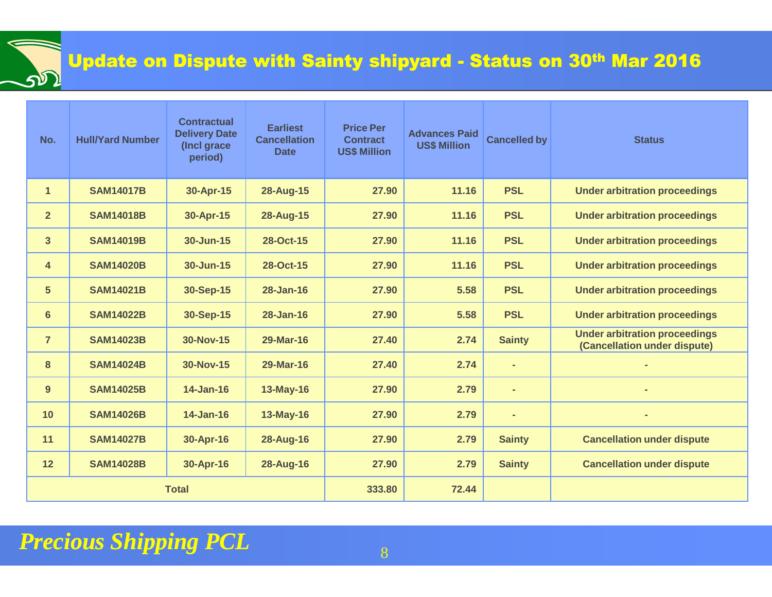# Update on Dispute with Sainty shipyard - Status on 30th Mar 2016

| No. | Hull/Yard Number | Contractual Delivery Date (Incl grace period) | Earliest Cancellation Date | Price Per Contract US$ Million | Advances Paid US$ Million | Cancelled by | Status |
|---|---|---|---|---|---|---|---|
| 1 | SAM14017B | 30-Apr-15 | 28-Aug-15 | 27.90 | 11.16 | PSL | Under arbitration proceedings |
| 2 | SAM14018B | 30-Apr-15 | 28-Aug-15 | 27.90 | 11.16 | PSL | Under arbitration proceedings |
| 3 | SAM14019B | 30-Jun-15 | 28-Oct-15 | 27.90 | 11.16 | PSL | Under arbitration proceedings |
| 4 | SAM14020B | 30-Jun-15 | 28-Oct-15 | 27.90 | 11.16 | PSL | Under arbitration proceedings |
| 5 | SAM14021B | 30-Sep-15 | 28-Jan-16 | 27.90 | 5.58 | PSL | Under arbitration proceedings |
| 6 | SAM14022B | 30-Sep-15 | 28-Jan-16 | 27.90 | 5.58 | PSL | Under arbitration proceedings |
| 7 | SAM14023B | 30-Nov-15 | 29-Mar-16 | 27.40 | 2.74 | Sainty | Under arbitration proceedings (Cancellation under dispute) |
| 8 | SAM14024B | 30-Nov-15 | 29-Mar-16 | 27.40 | 2.74 | - | - |
| 9 | SAM14025B | 14-Jan-16 | 13-May-16 | 27.90 | 2.79 | - | - |
| 10 | SAM14026B | 14-Jan-16 | 13-May-16 | 27.90 | 2.79 | - | - |
| 11 | SAM14027B | 30-Apr-16 | 28-Aug-16 | 27.90 | 2.79 | Sainty | Cancellation under dispute |
| 12 | SAM14028B | 30-Apr-16 | 28-Aug-16 | 27.90 | 2.79 | Sainty | Cancellation under dispute |
| Total | | | | 333.80 | 72.44 | | |

*Precious Shipping PCL*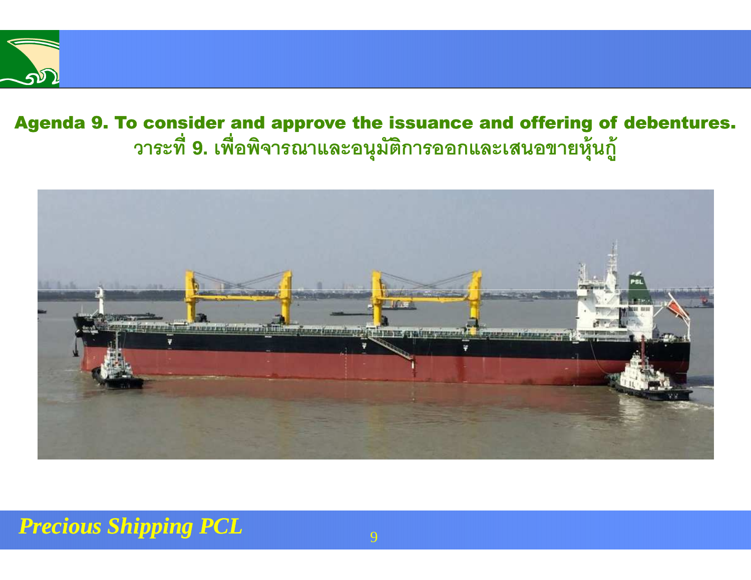## Agenda 9. To consider and approve the issuance and offering of debentures.

## วาระที่ 9. เพื่อพิจารณาและอนุมัติการออกและเสนอขายหุ้นกู้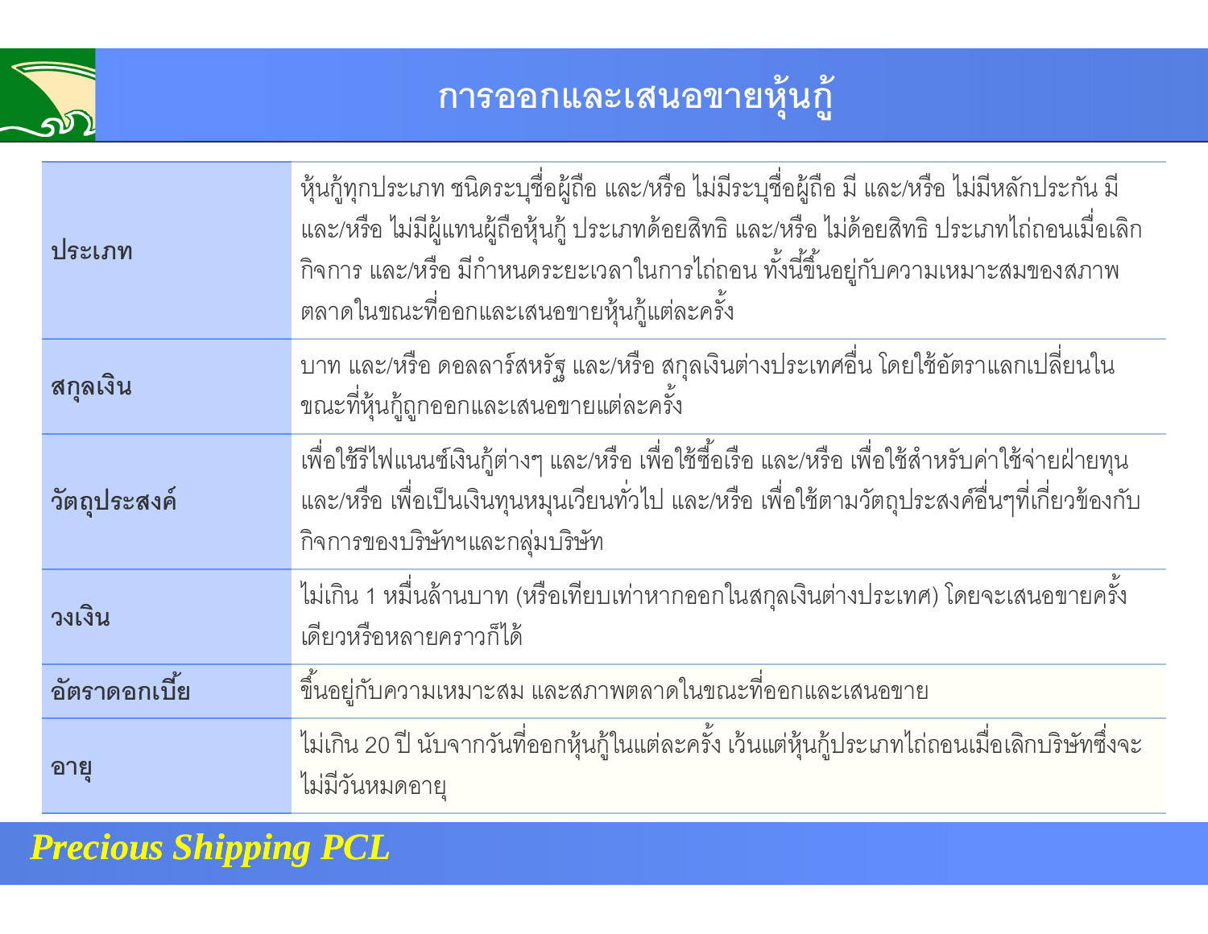# การออกและเสนอขายหุ้นกู้

| | |
|---|---|
| **ประเภท** | หุ้นกู้ทุกประเภท ชนิดระบุชื่อผู้ถือ และ/หรือ ไม่มีระบุชื่อผู้ถือ มี และ/หรือ ไม่มีหลักประกัน มี และ/หรือ ไม่มีผู้แทนผู้ถือหุ้นกู้ ประเภทด้อยสิทธิ และ/หรือ ไม่ด้อยสิทธิ ประเภทไถ่ถอนเมื่อเลิกกิจการ และ/หรือ มีกำหนดระยะเวลาในการไถ่ถอน ทั้งนี้ขึ้นอยู่กับความเหมาะสมของสภาพตลาดในขณะที่ออกและเสนอขายหุ้นกู้แต่ละครั้ง |
| **สกุลเงิน** | บาท และ/หรือ ดอลลาร์สหรัฐ และ/หรือ สกุลเงินต่างประเทศอื่น โดยใช้อัตราแลกเปลี่ยนในขณะที่หุ้นกู้ถูกออกและเสนอขายแต่ละครั้ง |
| **วัตถุประสงค์** | เพื่อใช้รีไฟแนนซ์เงินกู้ต่างๆ และ/หรือ เพื่อใช้ซื้อเรือ และ/หรือ เพื่อใช้สำหรับค่าใช้จ่ายฝ่ายทุน และ/หรือ เพื่อเป็นเงินทุนหมุนเวียนทั่วไป และ/หรือ เพื่อใช้ตามวัตถุประสงค์อื่นๆที่เกี่ยวข้องกับกิจการของบริษัทฯและกลุ่มบริษัท |
| **วงเงิน** | ไม่เกิน 1 หมื่นล้านบาท (หรือเทียบเท่าหากออกในสกุลเงินต่างประเทศ) โดยจะเสนอขายครั้งเดียวหรือหลายคราวก็ได้ |
| **อัตราดอกเบี้ย** | ขึ้นอยู่กับความเหมาะสม และสภาพตลาดในขณะที่ออกและเสนอขาย |
| **อายุ** | ไม่เกิน 20 ปี นับจากวันที่ออกหุ้นกู้ในแต่ละครั้ง เว้นแต่หุ้นกู้ประเภทไถ่ถอนเมื่อเลิกบริษัทซึ่งจะไม่มีวันหมดอายุ |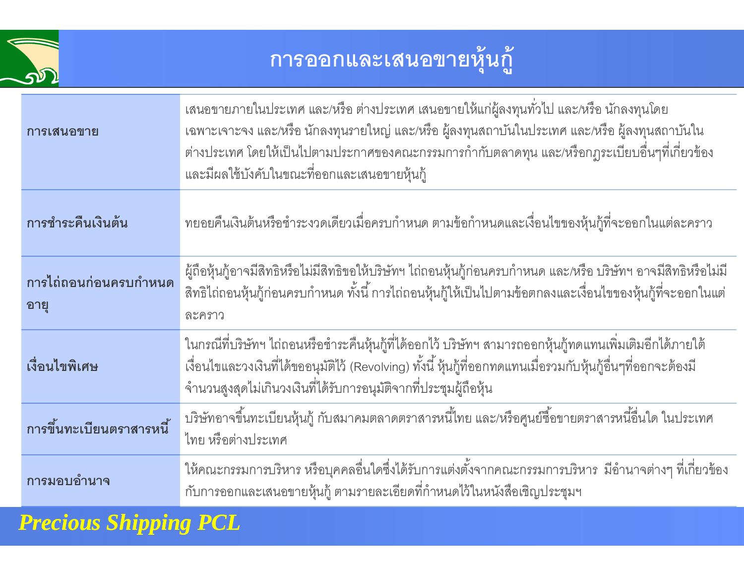# การออกและเสนอขายหุ้นกู้

| | |
|---|---|
| **การเสนอขาย** | เสนอขายภายในประเทศ และ/หรือ ต่างประเทศ เสนอขายให้แก่ผู้ลงทุนทั่วไป และ/หรือ นักลงทุนโดยเฉพาะเจาะจง และ/หรือ นักลงทุนรายใหญ่ และ/หรือ ผู้ลงทุนสถาบันในประเทศ และ/หรือ ผู้ลงทุนสถาบันในต่างประเทศ โดยให้เป็นไปตามประกาศของคณะกรรมการกำกับตลาดทุน และ/หรือกฎระเบียบอื่นๆที่เกี่ยวข้องและมีผลใช้บังคับในขณะที่ออกและเสนอขายหุ้นกู้ |
| **การชำระคืนเงินต้น** | ทยอยคืนเงินต้นหรือชำระงวดเดียวเมื่อครบกำหนด ตามข้อกำหนดและเงื่อนไขของหุ้นกู้ที่จะออกในแต่ละคราว |
| **การไถ่ถอนก่อนครบกำหนดอายุ** | ผู้ถือหุ้นกู้อาจมีสิทธิหรือไม่มีสิทธิขอให้บริษัทฯ ไถ่ถอนหุ้นกู้ก่อนครบกำหนด และ/หรือ บริษัทฯ อาจมีสิทธิหรือไม่มีสิทธิไถ่ถอนหุ้นกู้ก่อนครบกำหนด ทั้งนี้ การไถ่ถอนหุ้นกู้ให้เป็นไปตามข้อตกลงและเงื่อนไขของหุ้นกู้ที่จะออกในแต่ละคราว |
| **เงื่อนไขพิเศษ** | ในกรณีที่บริษัทฯ ไถ่ถอนหรือชำระคืนหุ้นกู้ที่ได้ออกไว้ บริษัทฯ สามารถออกหุ้นกู้ทดแทนเพิ่มเติมอีกได้ภายใต้เงื่อนไขและวงเงินที่ได้ขออนุมัติไว้ (Revolving) ทั้งนี้ หุ้นกู้ที่ออกทดแทนเมื่อรวมกับหุ้นกู้อื่นๆที่ออกจะต้องมีจำนวนสูงสุดไม่เกินวงเงินที่ได้รับการอนุมัติจากที่ประชุมผู้ถือหุ้น |
| **การขึ้นทะเบียนตราสารหนี้** | บริษัทอาจขึ้นทะเบียนหุ้นกู้ กับสมาคมตลาดตราสารหนี้ไทย และ/หรือศูนย์ซื้อขายตราสารหนี้อื่นใด ในประเทศไทย หรือต่างประเทศ |
| **การมอบอำนาจ** | ให้คณะกรรมการบริหาร หรือบุคคลอื่นใดซึ่งได้รับการแต่งตั้งจากคณะกรรมการบริหาร มีอำนาจต่างๆ ที่เกี่ยวข้องกับการออกและเสนอขายหุ้นกู้ ตามรายละเอียดที่กำหนดไว้ในหนังสือเชิญประชุมฯ |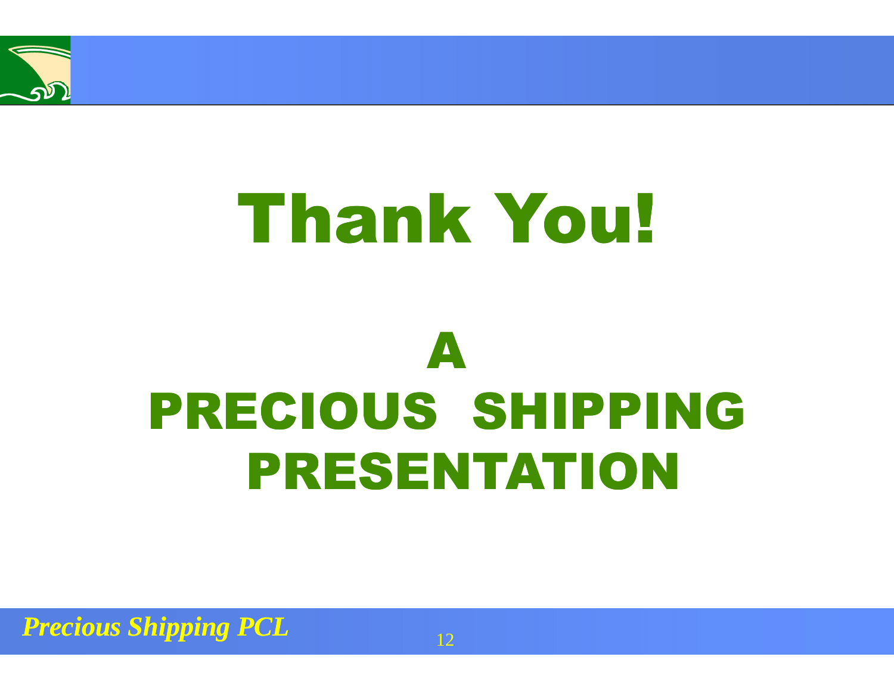# Thank You!

# A PRECIOUS SHIPPING PRESENTATION